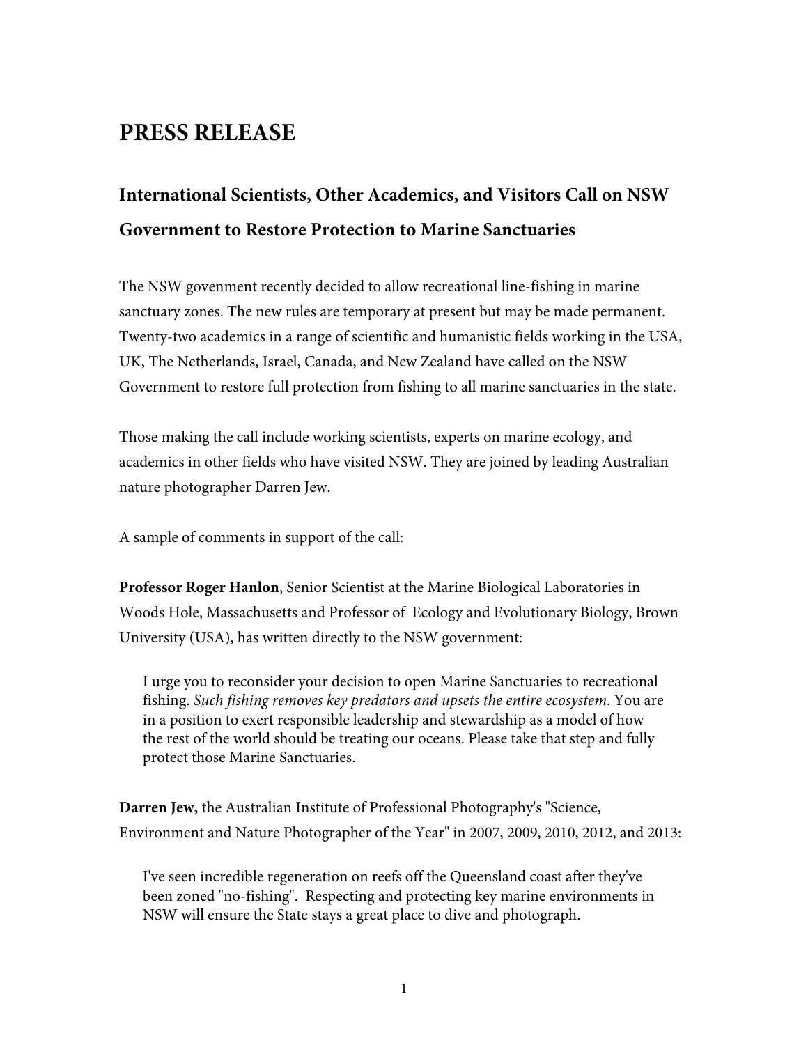# PRESS RELEASE

## International Scientists, Other Academics, and Visitors Call on NSW Government to Restore Protection to Marine Sanctuaries

The NSW govenment recently decided to allow recreational line-fishing in marine sanctuary zones. The new rules are temporary at present but may be made permanent. Twenty-two academics in a range of scientific and humanistic fields working in the USA, UK, The Netherlands, Israel, Canada, and New Zealand have called on the NSW Government to restore full protection from fishing to all marine sanctuaries in the state.

Those making the call include working scientists, experts on marine ecology, and academics in other fields who have visited NSW. They are joined by leading Australian nature photographer Darren Jew.

A sample of comments in support of the call:

**Professor Roger Hanlon**, Senior Scientist at the Marine Biological Laboratories in Woods Hole, Massachusetts and Professor of Ecology and Evolutionary Biology, Brown University (USA), has written directly to the NSW government:

> I urge you to reconsider your decision to open Marine Sanctuaries to recreational fishing. *Such fishing removes key predators and upsets the entire ecosystem*. You are in a position to exert responsible leadership and stewardship as a model of how the rest of the world should be treating our oceans. Please take that step and fully protect those Marine Sanctuaries.

**Darren Jew,** the Australian Institute of Professional Photography's "Science, Environment and Nature Photographer of the Year" in 2007, 2009, 2010, 2012, and 2013:

> I've seen incredible regeneration on reefs off the Queensland coast after they've been zoned "no-fishing". Respecting and protecting key marine environments in NSW will ensure the State stays a great place to dive and photograph.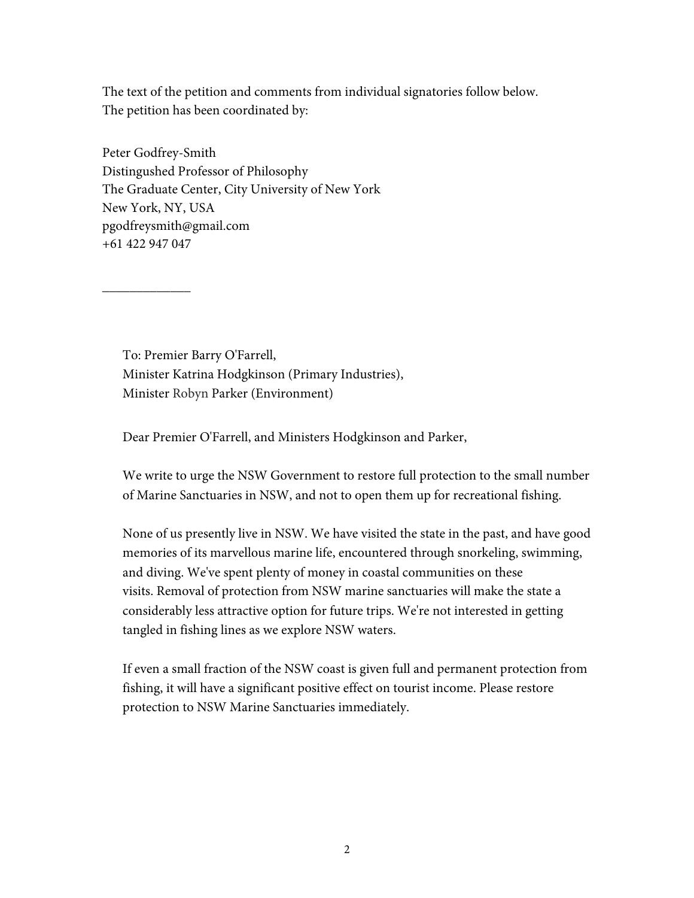The text of the petition and comments from individual signatories follow below.
The petition has been coordinated by:

Peter Godfrey-Smith
Distingushed Professor of Philosophy
The Graduate Center, City University of New York
New York, NY, USA
pgodfreysmith@gmail.com
+61 422 947 047

___________

To: Premier Barry O'Farrell,
Minister Katrina Hodgkinson (Primary Industries),
Minister Robyn Parker (Environment)

Dear Premier O'Farrell, and Ministers Hodgkinson and Parker,

We write to urge the NSW Government to restore full protection to the small number of Marine Sanctuaries in NSW, and not to open them up for recreational fishing.

None of us presently live in NSW. We have visited the state in the past, and have good memories of its marvellous marine life, encountered through snorkeling, swimming, and diving. We've spent plenty of money in coastal communities on these visits. Removal of protection from NSW marine sanctuaries will make the state a considerably less attractive option for future trips. We're not interested in getting tangled in fishing lines as we explore NSW waters.

If even a small fraction of the NSW coast is given full and permanent protection from fishing, it will have a significant positive effect on tourist income. Please restore protection to NSW Marine Sanctuaries immediately.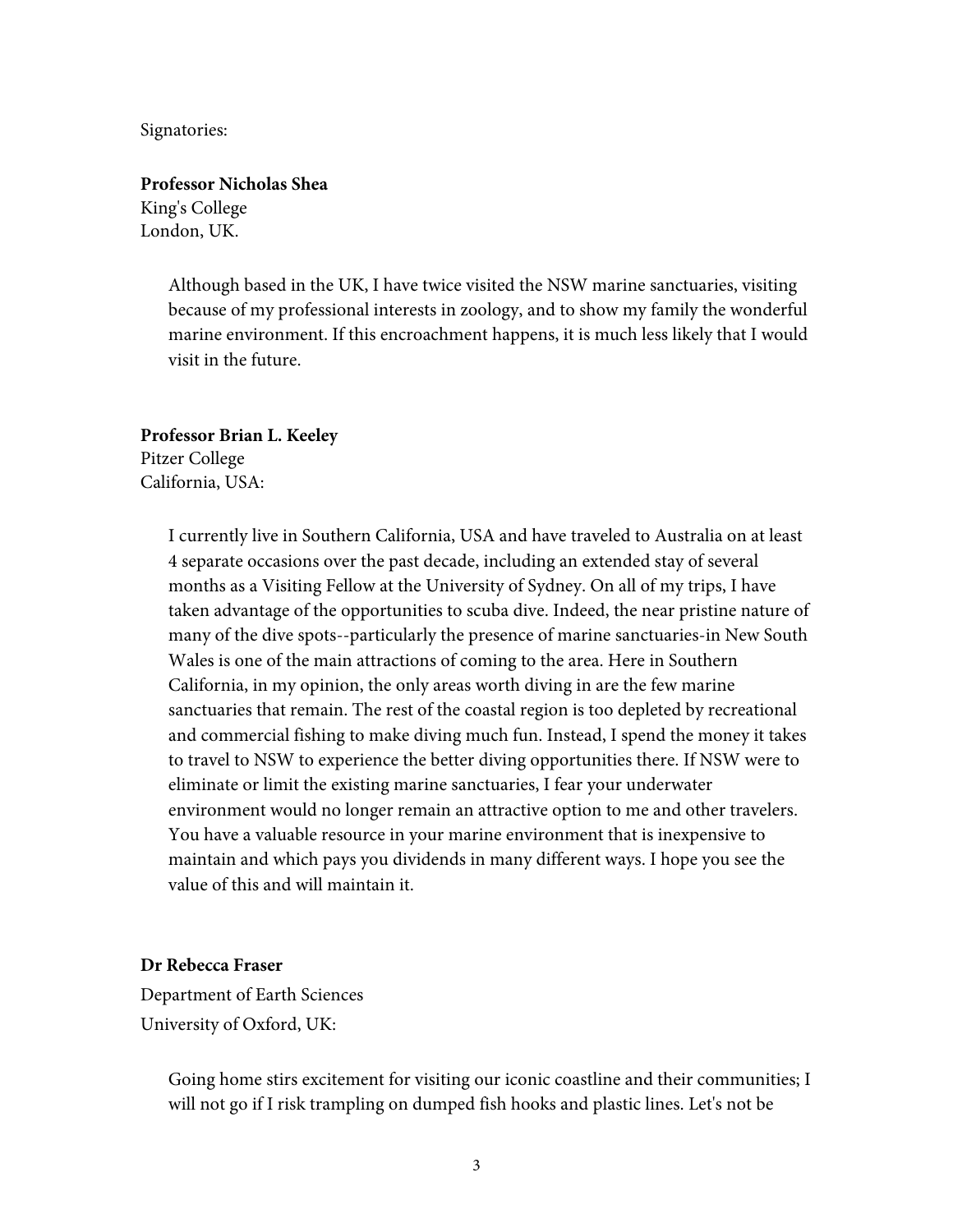Signatories:

**Professor Nicholas Shea**
King's College
London, UK.

> Although based in the UK, I have twice visited the NSW marine sanctuaries, visiting because of my professional interests in zoology, and to show my family the wonderful marine environment. If this encroachment happens, it is much less likely that I would visit in the future.

**Professor Brian L. Keeley**
Pitzer College
California, USA:

> I currently live in Southern California, USA and have traveled to Australia on at least 4 separate occasions over the past decade, including an extended stay of several months as a Visiting Fellow at the University of Sydney. On all of my trips, I have taken advantage of the opportunities to scuba dive. Indeed, the near pristine nature of many of the dive spots--particularly the presence of marine sanctuaries-in New South Wales is one of the main attractions of coming to the area. Here in Southern California, in my opinion, the only areas worth diving in are the few marine sanctuaries that remain. The rest of the coastal region is too depleted by recreational and commercial fishing to make diving much fun. Instead, I spend the money it takes to travel to NSW to experience the better diving opportunities there. If NSW were to eliminate or limit the existing marine sanctuaries, I fear your underwater environment would no longer remain an attractive option to me and other travelers. You have a valuable resource in your marine environment that is inexpensive to maintain and which pays you dividends in many different ways. I hope you see the value of this and will maintain it.

**Dr Rebecca Fraser**
Department of Earth Sciences
University of Oxford, UK:

> Going home stirs excitement for visiting our iconic coastline and their communities; I will not go if I risk trampling on dumped fish hooks and plastic lines. Let's not be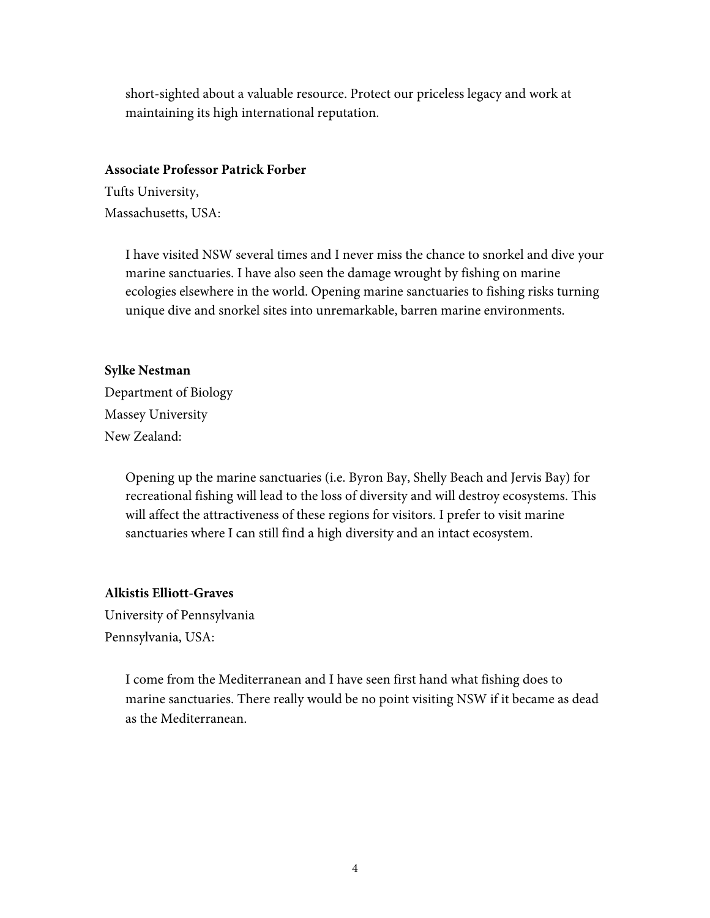short-sighted about a valuable resource. Protect our priceless legacy and work at maintaining its high international reputation.

**Associate Professor Patrick Forber**
Tufts University,
Massachusetts, USA:

> I have visited NSW several times and I never miss the chance to snorkel and dive your marine sanctuaries. I have also seen the damage wrought by fishing on marine ecologies elsewhere in the world. Opening marine sanctuaries to fishing risks turning unique dive and snorkel sites into unremarkable, barren marine environments.

**Sylke Nestman**
Department of Biology
Massey University
New Zealand:

> Opening up the marine sanctuaries (i.e. Byron Bay, Shelly Beach and Jervis Bay) for recreational fishing will lead to the loss of diversity and will destroy ecosystems. This will affect the attractiveness of these regions for visitors. I prefer to visit marine sanctuaries where I can still find a high diversity and an intact ecosystem.

**Alkistis Elliott-Graves**
University of Pennsylvania
Pennsylvania, USA:

> I come from the Mediterranean and I have seen first hand what fishing does to marine sanctuaries. There really would be no point visiting NSW if it became as dead as the Mediterranean.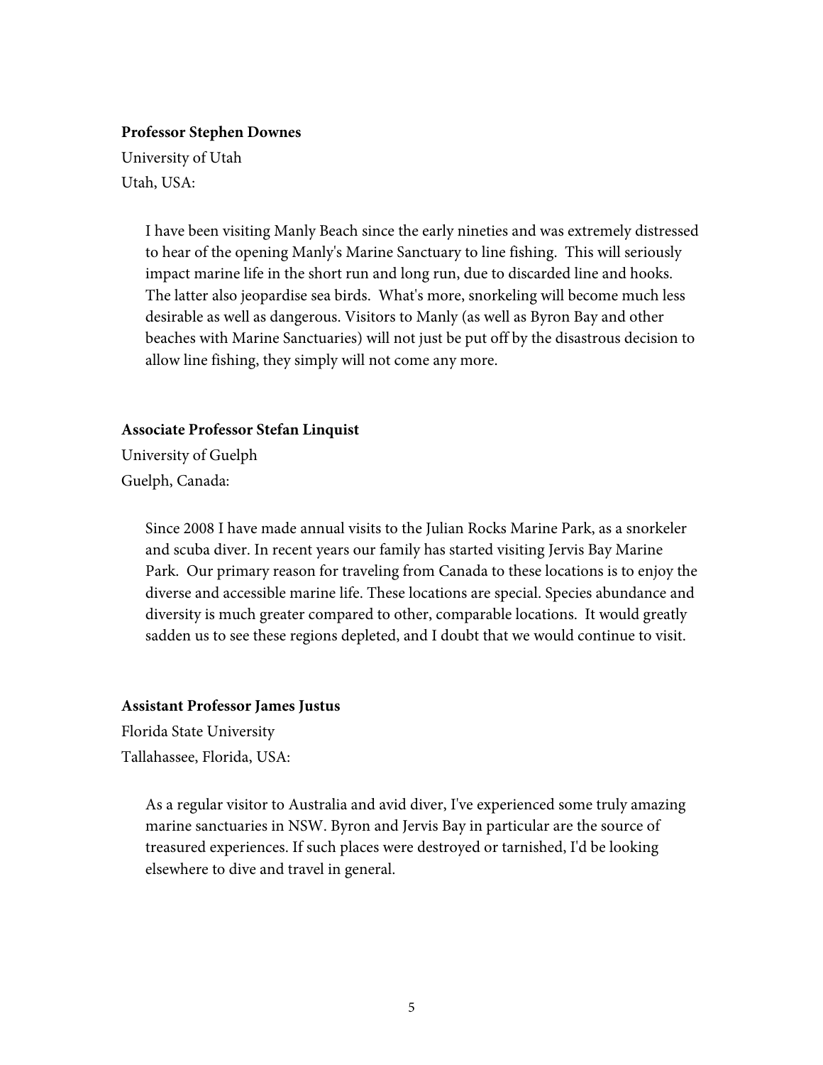**Professor Stephen Downes**
University of Utah
Utah, USA:

> I have been visiting Manly Beach since the early nineties and was extremely distressed to hear of the opening Manly's Marine Sanctuary to line fishing. This will seriously impact marine life in the short run and long run, due to discarded line and hooks. The latter also jeopardise sea birds. What's more, snorkeling will become much less desirable as well as dangerous. Visitors to Manly (as well as Byron Bay and other beaches with Marine Sanctuaries) will not just be put off by the disastrous decision to allow line fishing, they simply will not come any more.

**Associate Professor Stefan Linquist**
University of Guelph
Guelph, Canada:

> Since 2008 I have made annual visits to the Julian Rocks Marine Park, as a snorkeler and scuba diver. In recent years our family has started visiting Jervis Bay Marine Park. Our primary reason for traveling from Canada to these locations is to enjoy the diverse and accessible marine life. These locations are special. Species abundance and diversity is much greater compared to other, comparable locations. It would greatly sadden us to see these regions depleted, and I doubt that we would continue to visit.

**Assistant Professor James Justus**
Florida State University
Tallahassee, Florida, USA:

> As a regular visitor to Australia and avid diver, I've experienced some truly amazing marine sanctuaries in NSW. Byron and Jervis Bay in particular are the source of treasured experiences. If such places were destroyed or tarnished, I'd be looking elsewhere to dive and travel in general.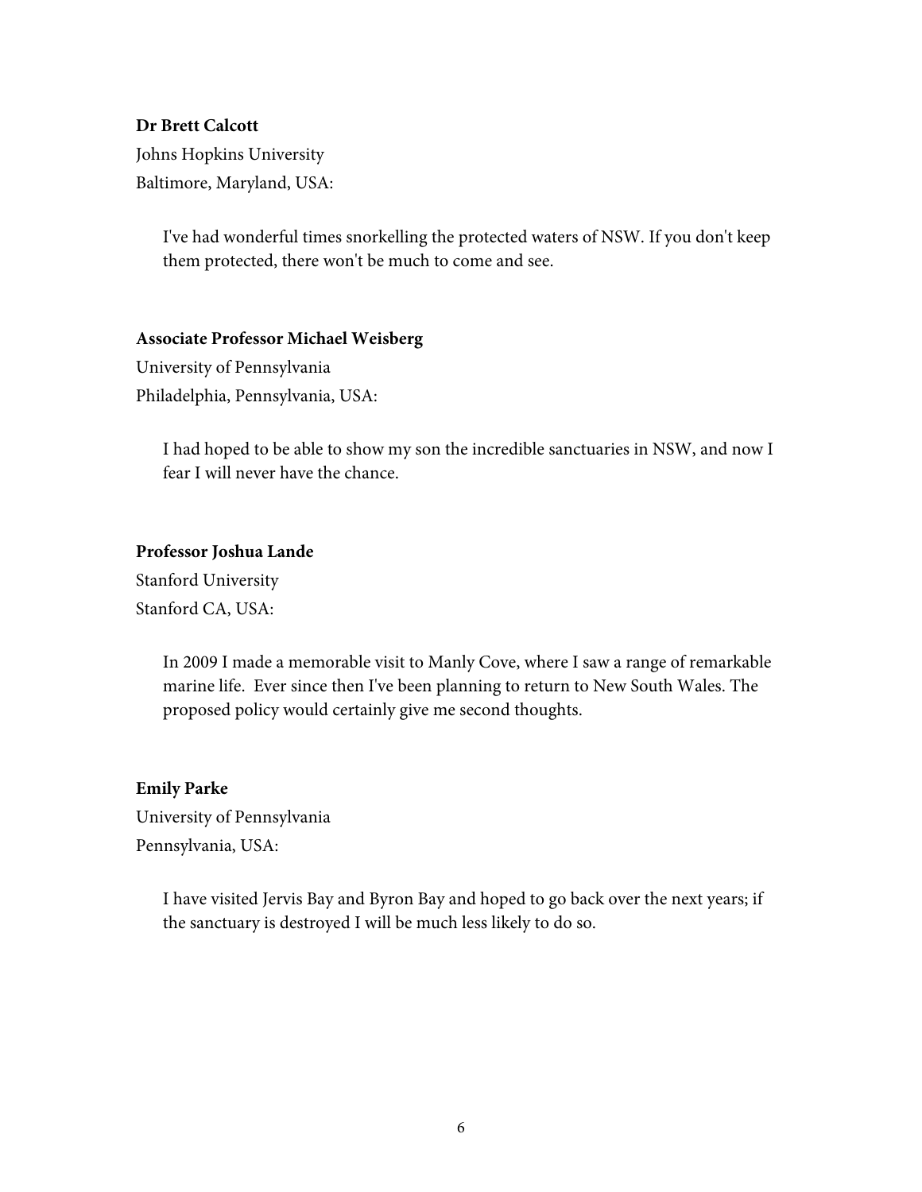**Dr Brett Calcott**

Johns Hopkins University

Baltimore, Maryland, USA:

> I've had wonderful times snorkelling the protected waters of NSW. If you don't keep them protected, there won't be much to come and see.

**Associate Professor Michael Weisberg**

University of Pennsylvania

Philadelphia, Pennsylvania, USA:

> I had hoped to be able to show my son the incredible sanctuaries in NSW, and now I fear I will never have the chance.

**Professor Joshua Lande**

Stanford University

Stanford CA, USA:

> In 2009 I made a memorable visit to Manly Cove, where I saw a range of remarkable marine life. Ever since then I've been planning to return to New South Wales. The proposed policy would certainly give me second thoughts.

**Emily Parke**

University of Pennsylvania

Pennsylvania, USA:

> I have visited Jervis Bay and Byron Bay and hoped to go back over the next years; if the sanctuary is destroyed I will be much less likely to do so.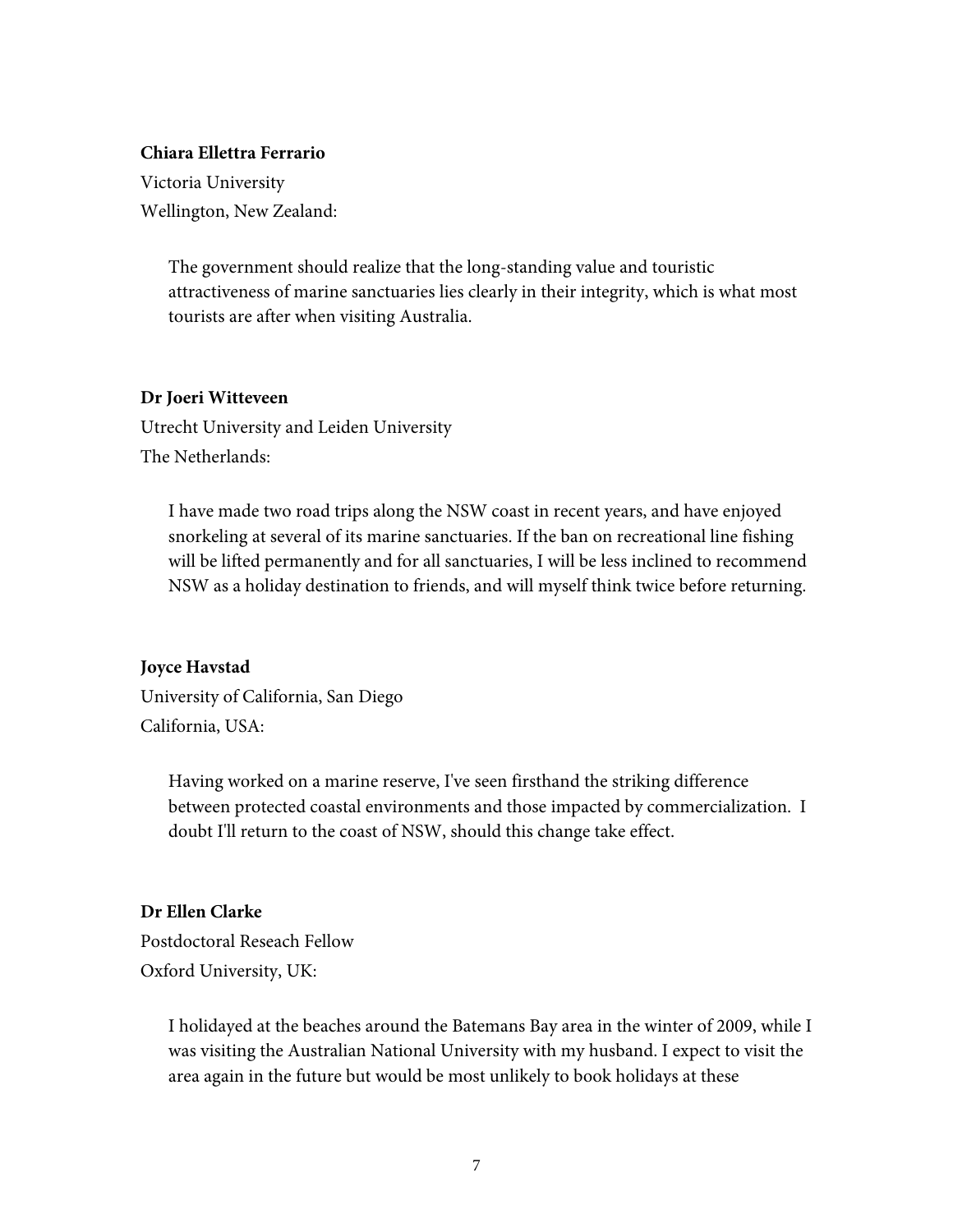**Chiara Ellettra Ferrario**

Victoria University

Wellington, New Zealand:

> The government should realize that the long-standing value and touristic attractiveness of marine sanctuaries lies clearly in their integrity, which is what most tourists are after when visiting Australia.

**Dr Joeri Witteveen**

Utrecht University and Leiden University

The Netherlands:

> I have made two road trips along the NSW coast in recent years, and have enjoyed snorkeling at several of its marine sanctuaries. If the ban on recreational line fishing will be lifted permanently and for all sanctuaries, I will be less inclined to recommend NSW as a holiday destination to friends, and will myself think twice before returning.

**Joyce Havstad**

University of California, San Diego

California, USA:

> Having worked on a marine reserve, I've seen firsthand the striking difference between protected coastal environments and those impacted by commercialization. I doubt I'll return to the coast of NSW, should this change take effect.

**Dr Ellen Clarke**

Postdoctoral Reseach Fellow

Oxford University, UK:

> I holidayed at the beaches around the Batemans Bay area in the winter of 2009, while I was visiting the Australian National University with my husband. I expect to visit the area again in the future but would be most unlikely to book holidays at these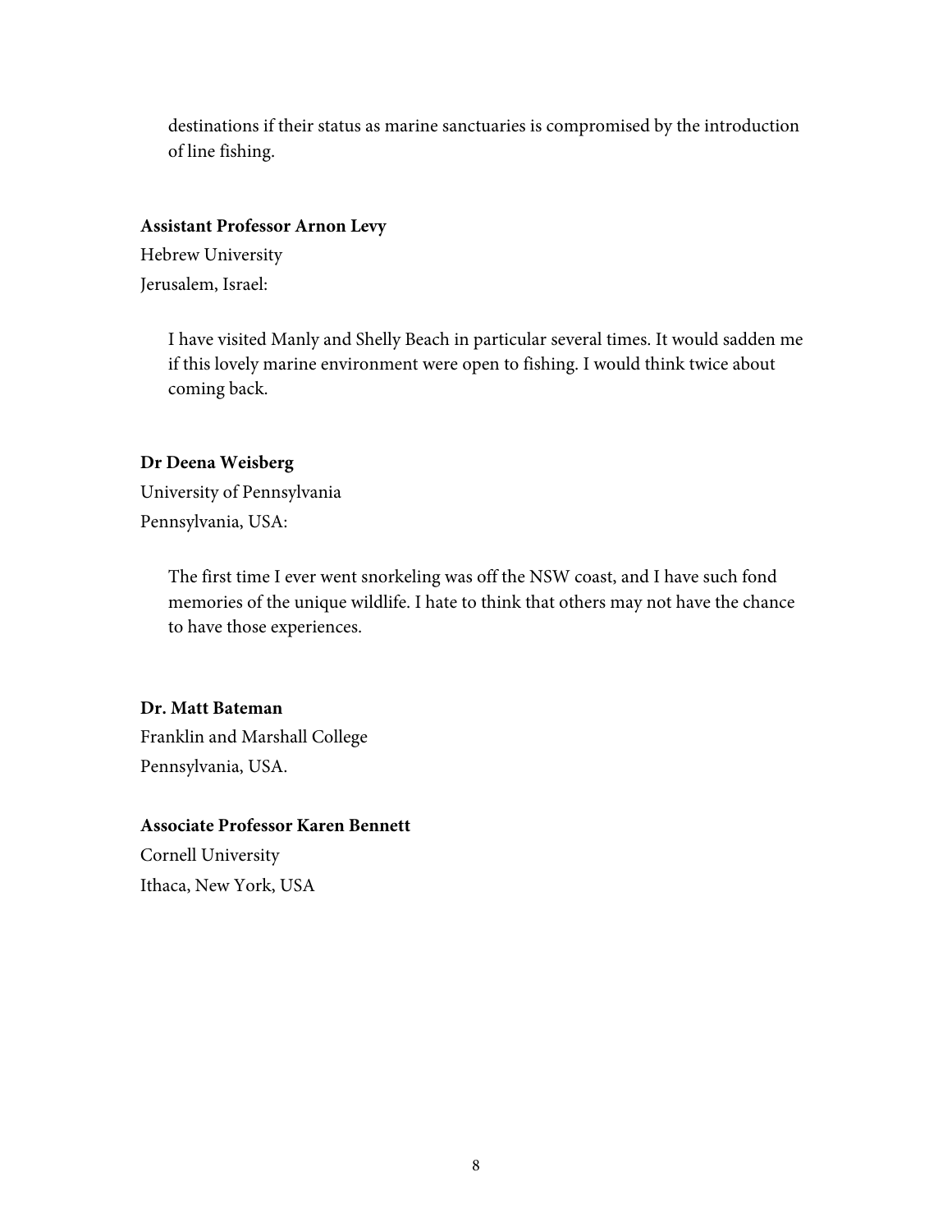destinations if their status as marine sanctuaries is compromised by the introduction of line fishing.

**Assistant Professor Arnon Levy**
Hebrew University
Jerusalem, Israel:

> I have visited Manly and Shelly Beach in particular several times. It would sadden me if this lovely marine environment were open to fishing. I would think twice about coming back.

**Dr Deena Weisberg**
University of Pennsylvania
Pennsylvania, USA:

> The first time I ever went snorkeling was off the NSW coast, and I have such fond memories of the unique wildlife. I hate to think that others may not have the chance to have those experiences.

**Dr. Matt Bateman**
Franklin and Marshall College
Pennsylvania, USA.

**Associate Professor Karen Bennett**
Cornell University
Ithaca, New York, USA